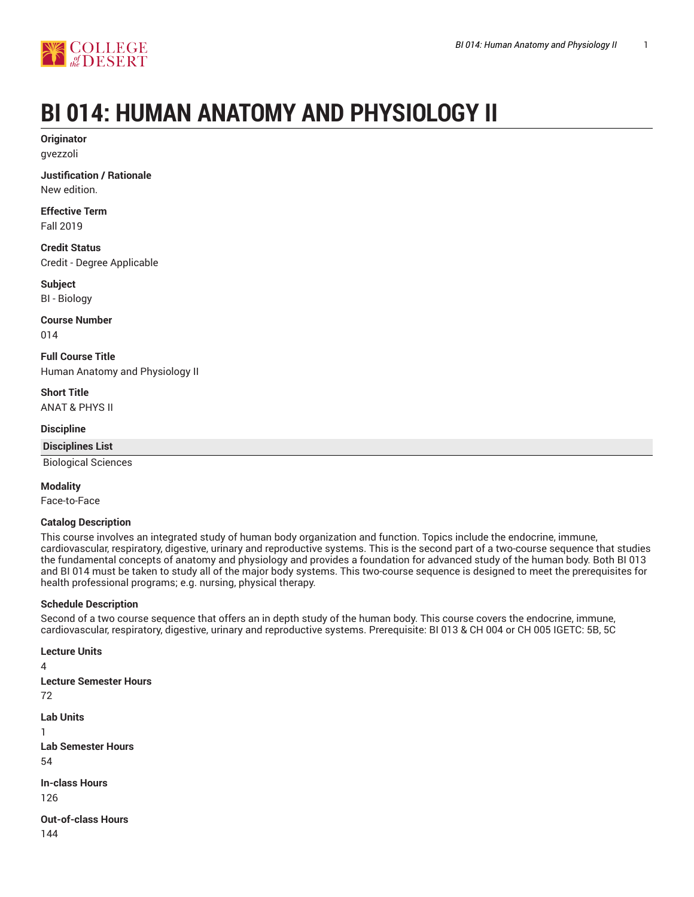# BI 014: HUMAN ANATOMY AND PHYSIOLOGY II

**Originator**
gvezzoli

**Justification / Rationale**
New edition.

**Effective Term**
Fall 2019

**Credit Status**
Credit - Degree Applicable

**Subject**
BI - Biology

**Course Number**
014

**Full Course Title**
Human Anatomy and Physiology II

**Short Title**
ANAT & PHYS II

**Discipline**

| Disciplines List |
| --- |
| Biological Sciences |

**Modality**
Face-to-Face

**Catalog Description**
This course involves an integrated study of human body organization and function. Topics include the endocrine, immune, cardiovascular, respiratory, digestive, urinary and reproductive systems. This is the second part of a two-course sequence that studies the fundamental concepts of anatomy and physiology and provides a foundation for advanced study of the human body. Both BI 013 and BI 014 must be taken to study all of the major body systems. This two-course sequence is designed to meet the prerequisites for health professional programs; e.g. nursing, physical therapy.

**Schedule Description**
Second of a two course sequence that offers an in depth study of the human body. This course covers the endocrine, immune, cardiovascular, respiratory, digestive, urinary and reproductive systems. Prerequisite: BI 013 & CH 004 or CH 005 IGETC: 5B, 5C

**Lecture Units**
4

**Lecture Semester Hours**
72

**Lab Units**
1

**Lab Semester Hours**
54

**In-class Hours**
126

**Out-of-class Hours**
144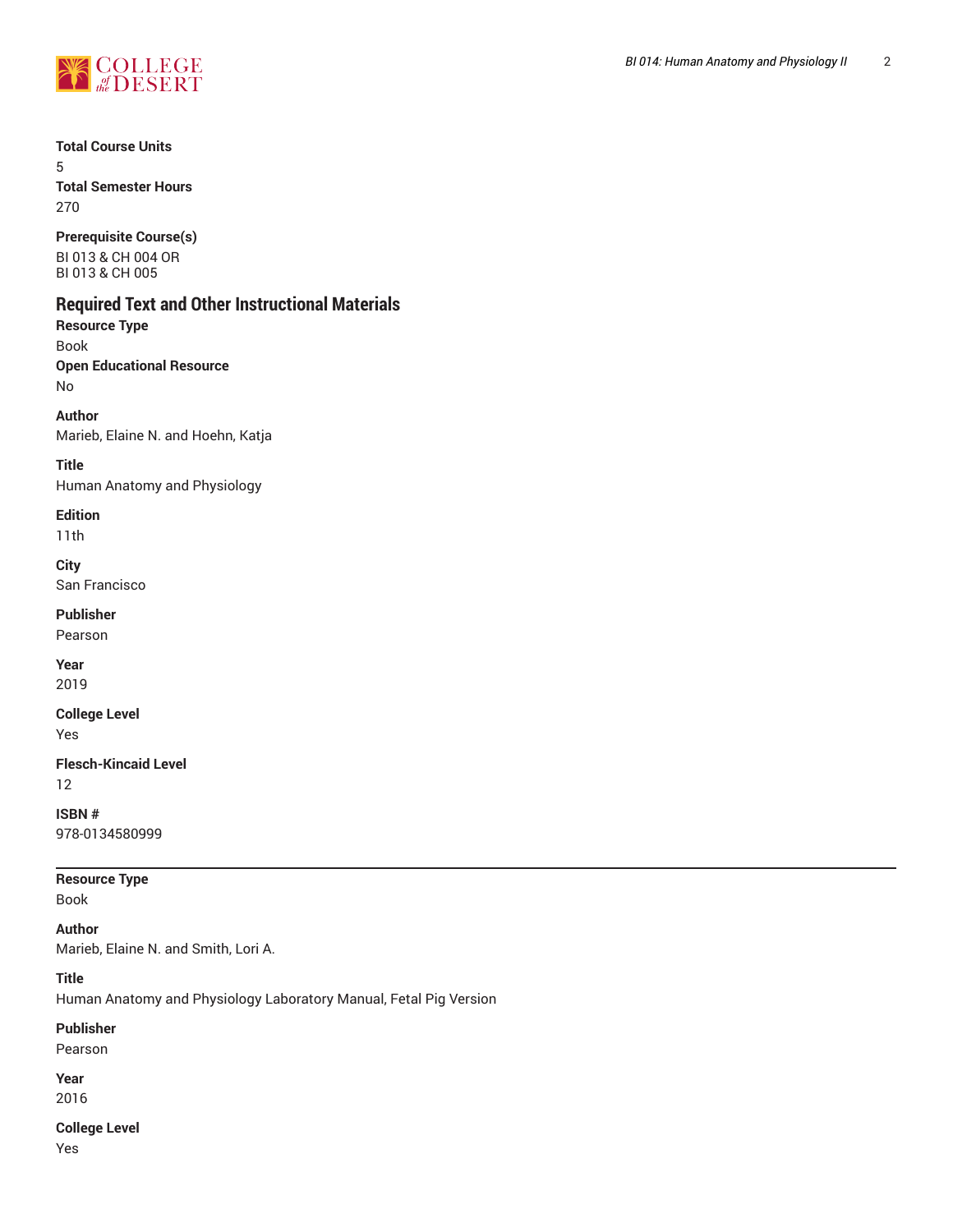**Total Course Units**
5
**Total Semester Hours**
270

**Prerequisite Course(s)**
BI 013 & CH 004 OR
BI 013 & CH 005

## Required Text and Other Instructional Materials

**Resource Type**
Book
**Open Educational Resource**
No

**Author**
Marieb, Elaine N. and Hoehn, Katja

**Title**
Human Anatomy and Physiology

**Edition**
11th

**City**
San Francisco

**Publisher**
Pearson

**Year**
2019

**College Level**
Yes

**Flesch-Kincaid Level**
12

**ISBN #**
978-0134580999

---

**Resource Type**
Book

**Author**
Marieb, Elaine N. and Smith, Lori A.

**Title**
Human Anatomy and Physiology Laboratory Manual, Fetal Pig Version

**Publisher**
Pearson

**Year**
2016

**College Level**
Yes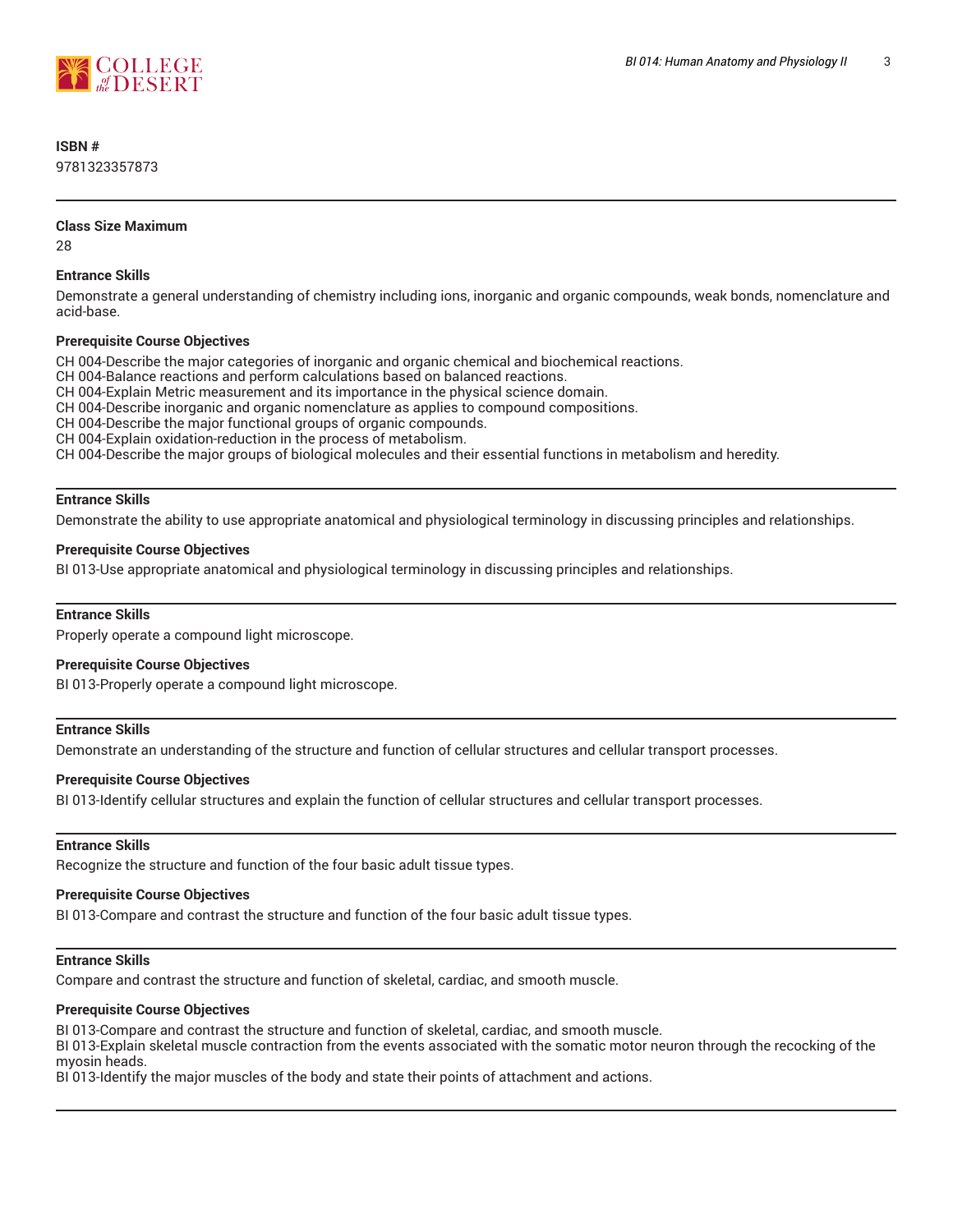**ISBN #**

9781323357873

---

**Class Size Maximum**

28

**Entrance Skills**

Demonstrate a general understanding of chemistry including ions, inorganic and organic compounds, weak bonds, nomenclature and acid-base.

**Prerequisite Course Objectives**

CH 004-Describe the major categories of inorganic and organic chemical and biochemical reactions.
CH 004-Balance reactions and perform calculations based on balanced reactions.
CH 004-Explain Metric measurement and its importance in the physical science domain.
CH 004-Describe inorganic and organic nomenclature as applies to compound compositions.
CH 004-Describe the major functional groups of organic compounds.
CH 004-Explain oxidation-reduction in the process of metabolism.
CH 004-Describe the major groups of biological molecules and their essential functions in metabolism and heredity.

---

**Entrance Skills**

Demonstrate the ability to use appropriate anatomical and physiological terminology in discussing principles and relationships.

**Prerequisite Course Objectives**

BI 013-Use appropriate anatomical and physiological terminology in discussing principles and relationships.

---

**Entrance Skills**

Properly operate a compound light microscope.

**Prerequisite Course Objectives**

BI 013-Properly operate a compound light microscope.

---

**Entrance Skills**

Demonstrate an understanding of the structure and function of cellular structures and cellular transport processes.

**Prerequisite Course Objectives**

BI 013-Identify cellular structures and explain the function of cellular structures and cellular transport processes.

---

**Entrance Skills**

Recognize the structure and function of the four basic adult tissue types.

**Prerequisite Course Objectives**

BI 013-Compare and contrast the structure and function of the four basic adult tissue types.

---

**Entrance Skills**

Compare and contrast the structure and function of skeletal, cardiac, and smooth muscle.

**Prerequisite Course Objectives**

BI 013-Compare and contrast the structure and function of skeletal, cardiac, and smooth muscle.
BI 013-Explain skeletal muscle contraction from the events associated with the somatic motor neuron through the recocking of the myosin heads.
BI 013-Identify the major muscles of the body and state their points of attachment and actions.

---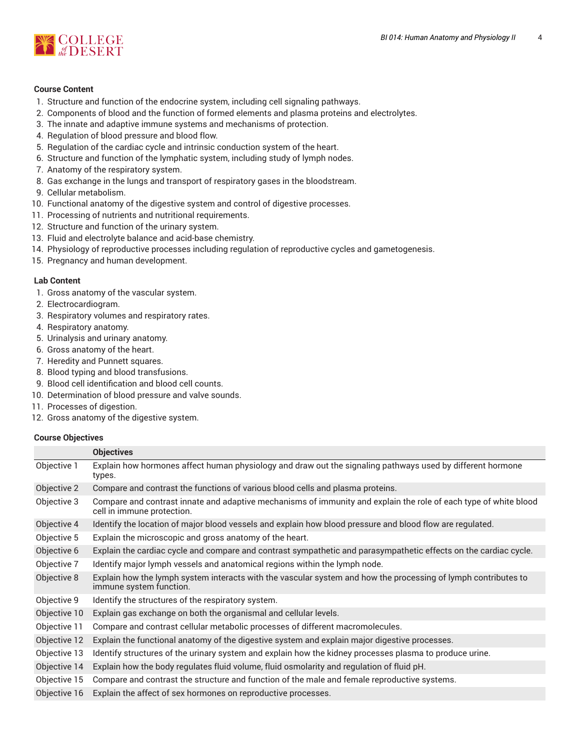### Course Content

1. Structure and function of the endocrine system, including cell signaling pathways.
2. Components of blood and the function of formed elements and plasma proteins and electrolytes.
3. The innate and adaptive immune systems and mechanisms of protection.
4. Regulation of blood pressure and blood flow.
5. Regulation of the cardiac cycle and intrinsic conduction system of the heart.
6. Structure and function of the lymphatic system, including study of lymph nodes.
7. Anatomy of the respiratory system.
8. Gas exchange in the lungs and transport of respiratory gases in the bloodstream.
9. Cellular metabolism.
10. Functional anatomy of the digestive system and control of digestive processes.
11. Processing of nutrients and nutritional requirements.
12. Structure and function of the urinary system.
13. Fluid and electrolyte balance and acid-base chemistry.
14. Physiology of reproductive processes including regulation of reproductive cycles and gametogenesis.
15. Pregnancy and human development.

### Lab Content

1. Gross anatomy of the vascular system.
2. Electrocardiogram.
3. Respiratory volumes and respiratory rates.
4. Respiratory anatomy.
5. Urinalysis and urinary anatomy.
6. Gross anatomy of the heart.
7. Heredity and Punnett squares.
8. Blood typing and blood transfusions.
9. Blood cell identification and blood cell counts.
10. Determination of blood pressure and valve sounds.
11. Processes of digestion.
12. Gross anatomy of the digestive system.

### Course Objectives

| | Objectives |
|---|---|
| Objective 1 | Explain how hormones affect human physiology and draw out the signaling pathways used by different hormone types. |
| Objective 2 | Compare and contrast the functions of various blood cells and plasma proteins. |
| Objective 3 | Compare and contrast innate and adaptive mechanisms of immunity and explain the role of each type of white blood cell in immune protection. |
| Objective 4 | Identify the location of major blood vessels and explain how blood pressure and blood flow are regulated. |
| Objective 5 | Explain the microscopic and gross anatomy of the heart. |
| Objective 6 | Explain the cardiac cycle and compare and contrast sympathetic and parasympathetic effects on the cardiac cycle. |
| Objective 7 | Identify major lymph vessels and anatomical regions within the lymph node. |
| Objective 8 | Explain how the lymph system interacts with the vascular system and how the processing of lymph contributes to immune system function. |
| Objective 9 | Identify the structures of the respiratory system. |
| Objective 10 | Explain gas exchange on both the organismal and cellular levels. |
| Objective 11 | Compare and contrast cellular metabolic processes of different macromolecules. |
| Objective 12 | Explain the functional anatomy of the digestive system and explain major digestive processes. |
| Objective 13 | Identify structures of the urinary system and explain how the kidney processes plasma to produce urine. |
| Objective 14 | Explain how the body regulates fluid volume, fluid osmolarity and regulation of fluid pH. |
| Objective 15 | Compare and contrast the structure and function of the male and female reproductive systems. |
| Objective 16 | Explain the affect of sex hormones on reproductive processes. |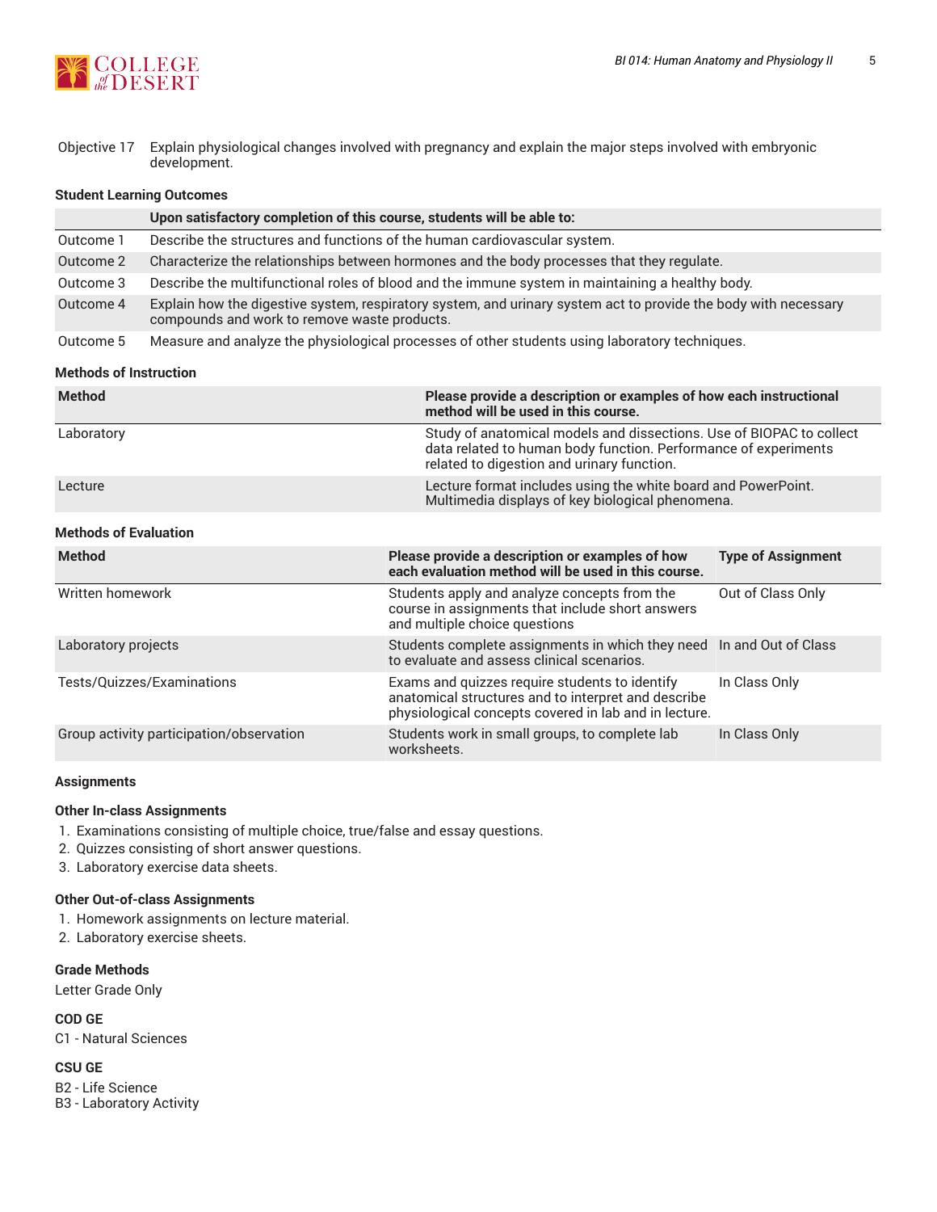| | |
|---|---|
| Objective 17 | Explain physiological changes involved with pregnancy and explain the major steps involved with embryonic development. |

### Student Learning Outcomes

| | Upon satisfactory completion of this course, students will be able to: |
|---|---|
| Outcome 1 | Describe the structures and functions of the human cardiovascular system. |
| Outcome 2 | Characterize the relationships between hormones and the body processes that they regulate. |
| Outcome 3 | Describe the multifunctional roles of blood and the immune system in maintaining a healthy body. |
| Outcome 4 | Explain how the digestive system, respiratory system, and urinary system act to provide the body with necessary compounds and work to remove waste products. |
| Outcome 5 | Measure and analyze the physiological processes of other students using laboratory techniques. |

### Methods of Instruction

| Method | Please provide a description or examples of how each instructional method will be used in this course. |
|---|---|
| Laboratory | Study of anatomical models and dissections. Use of BIOPAC to collect data related to human body function. Performance of experiments related to digestion and urinary function. |
| Lecture | Lecture format includes using the white board and PowerPoint. Multimedia displays of key biological phenomena. |

### Methods of Evaluation

| Method | Please provide a description or examples of how each evaluation method will be used in this course. | Type of Assignment |
|---|---|---|
| Written homework | Students apply and analyze concepts from the course in assignments that include short answers and multiple choice questions | Out of Class Only |
| Laboratory projects | Students complete assignments in which they need to evaluate and assess clinical scenarios. | In and Out of Class |
| Tests/Quizzes/Examinations | Exams and quizzes require students to identify anatomical structures and to interpret and describe physiological concepts covered in lab and in lecture. | In Class Only |
| Group activity participation/observation | Students work in small groups, to complete lab worksheets. | In Class Only |

### Assignments

#### Other In-class Assignments

1. Examinations consisting of multiple choice, true/false and essay questions.
2. Quizzes consisting of short answer questions.
3. Laboratory exercise data sheets.

#### Other Out-of-class Assignments

1. Homework assignments on lecture material.
2. Laboratory exercise sheets.

### Grade Methods

Letter Grade Only

### COD GE

C1 - Natural Sciences

### CSU GE

B2 - Life Science
B3 - Laboratory Activity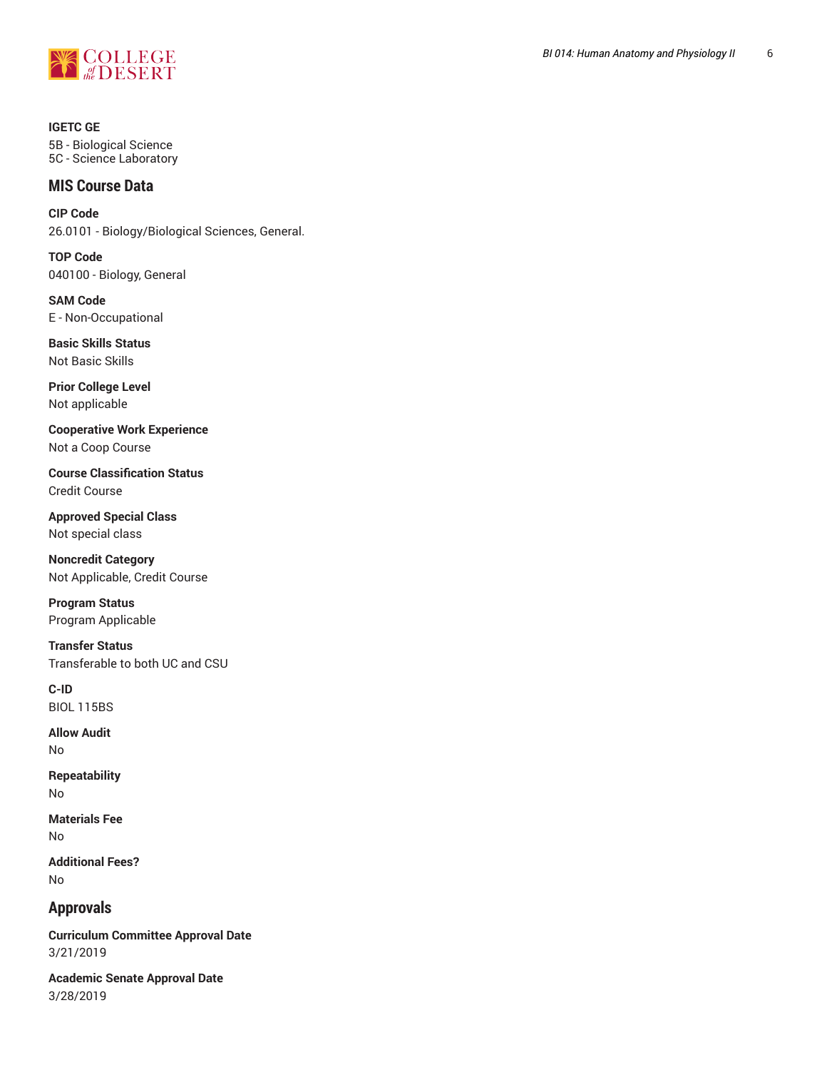**IGETC GE**

5B - Biological Science
5C - Science Laboratory

## MIS Course Data

**CIP Code**

26.0101 - Biology/Biological Sciences, General.

**TOP Code**

040100 - Biology, General

**SAM Code**

E - Non-Occupational

**Basic Skills Status**

Not Basic Skills

**Prior College Level**

Not applicable

**Cooperative Work Experience**

Not a Coop Course

**Course Classification Status**

Credit Course

**Approved Special Class**

Not special class

**Noncredit Category**

Not Applicable, Credit Course

**Program Status**

Program Applicable

**Transfer Status**

Transferable to both UC and CSU

**C-ID**

BIOL 115BS

**Allow Audit**

No

**Repeatability**

No

**Materials Fee**

No

**Additional Fees?**

No

## Approvals

**Curriculum Committee Approval Date**

3/21/2019

**Academic Senate Approval Date**

3/28/2019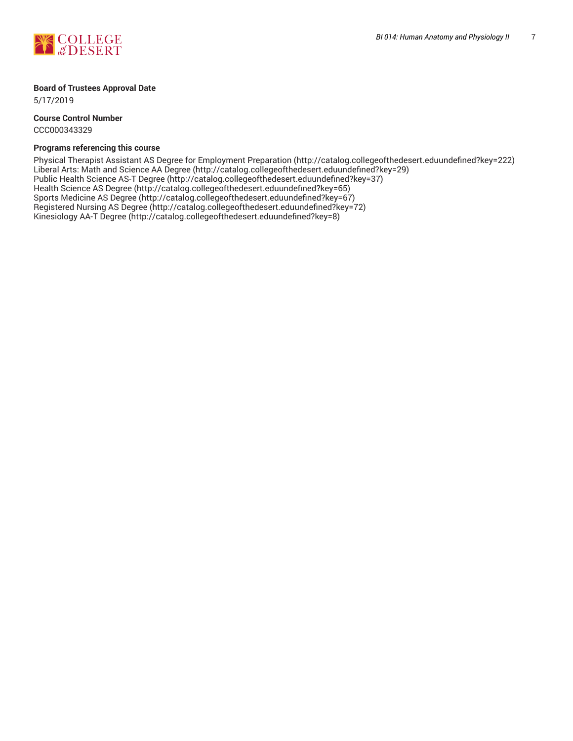**Board of Trustees Approval Date**

5/17/2019

**Course Control Number**

CCC000343329

**Programs referencing this course**

Physical Therapist Assistant AS Degree for Employment Preparation (http://catalog.collegeofthedesert.eduundefined?key=222)
Liberal Arts: Math and Science AA Degree (http://catalog.collegeofthedesert.eduundefined?key=29)
Public Health Science AS-T Degree (http://catalog.collegeofthedesert.eduundefined?key=37)
Health Science AS Degree (http://catalog.collegeofthedesert.eduundefined?key=65)
Sports Medicine AS Degree (http://catalog.collegeofthedesert.eduundefined?key=67)
Registered Nursing AS Degree (http://catalog.collegeofthedesert.eduundefined?key=72)
Kinesiology AA-T Degree (http://catalog.collegeofthedesert.eduundefined?key=8)